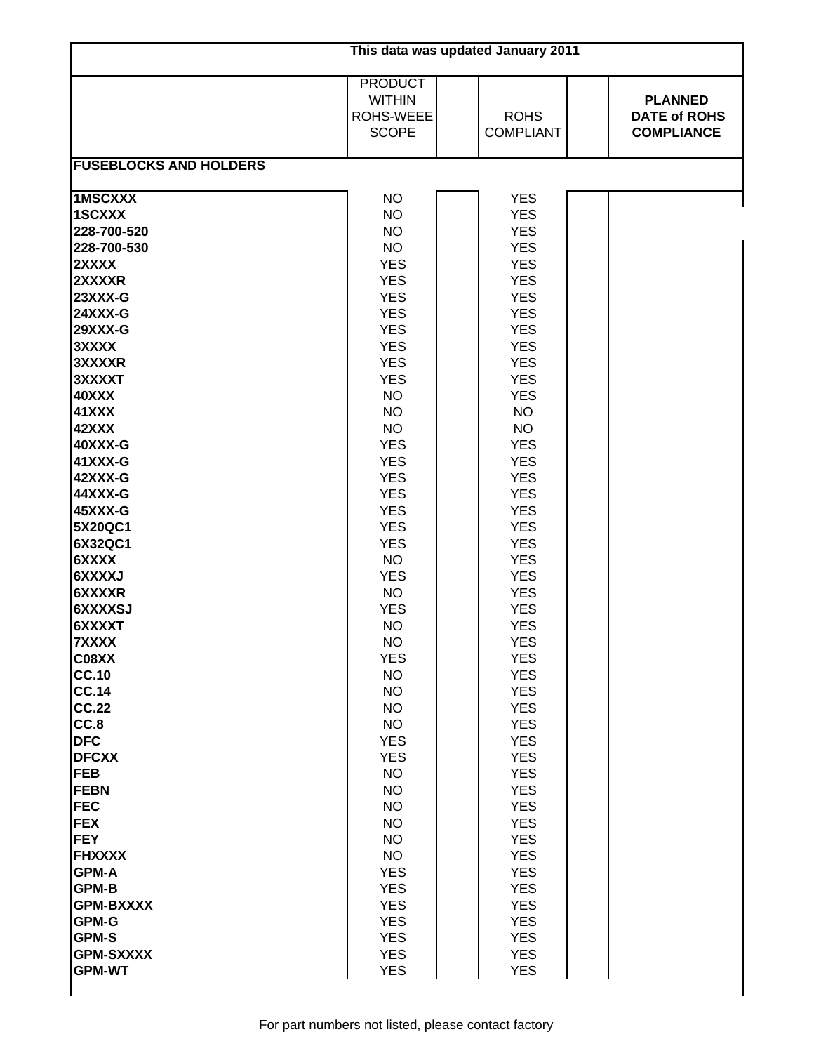This data was updated January 2011

| | PRODUCT WITHIN ROHS-WEEE SCOPE | | ROHS COMPLIANT | | PLANNED DATE of ROHS COMPLIANCE |
|---|---|---|---|---|---|
| **FUSEBLOCKS AND HOLDERS** | | | | | |
| **1MSCXXX** | NO | | YES | | |
| **1SCXXX** | NO | | YES | | |
| **228-700-520** | NO | | YES | | |
| **228-700-530** | NO | | YES | | |
| **2XXXX** | YES | | YES | | |
| **2XXXXR** | YES | | YES | | |
| **23XXX-G** | YES | | YES | | |
| **24XXX-G** | YES | | YES | | |
| **29XXX-G** | YES | | YES | | |
| **3XXXX** | YES | | YES | | |
| **3XXXXR** | YES | | YES | | |
| **3XXXXT** | YES | | YES | | |
| **40XXX** | NO | | YES | | |
| **41XXX** | NO | | NO | | |
| **42XXX** | NO | | NO | | |
| **40XXX-G** | YES | | YES | | |
| **41XXX-G** | YES | | YES | | |
| **42XXX-G** | YES | | YES | | |
| **44XXX-G** | YES | | YES | | |
| **45XXX-G** | YES | | YES | | |
| **5X20QC1** | YES | | YES | | |
| **6X32QC1** | YES | | YES | | |
| **6XXXX** | NO | | YES | | |
| **6XXXXJ** | YES | | YES | | |
| **6XXXXR** | NO | | YES | | |
| **6XXXXSJ** | YES | | YES | | |
| **6XXXXT** | NO | | YES | | |
| **7XXXX** | NO | | YES | | |
| **C08XX** | YES | | YES | | |
| **CC.10** | NO | | YES | | |
| **CC.14** | NO | | YES | | |
| **CC.22** | NO | | YES | | |
| **CC.8** | NO | | YES | | |
| **DFC** | YES | | YES | | |
| **DFCXX** | YES | | YES | | |
| **FEB** | NO | | YES | | |
| **FEBN** | NO | | YES | | |
| **FEC** | NO | | YES | | |
| **FEX** | NO | | YES | | |
| **FEY** | NO | | YES | | |
| **FHXXXX** | NO | | YES | | |
| **GPM-A** | YES | | YES | | |
| **GPM-B** | YES | | YES | | |
| **GPM-BXXXX** | YES | | YES | | |
| **GPM-G** | YES | | YES | | |
| **GPM-S** | YES | | YES | | |
| **GPM-SXXXX** | YES | | YES | | |
| **GPM-WT** | YES | | YES | | |

For part numbers not listed, please contact factory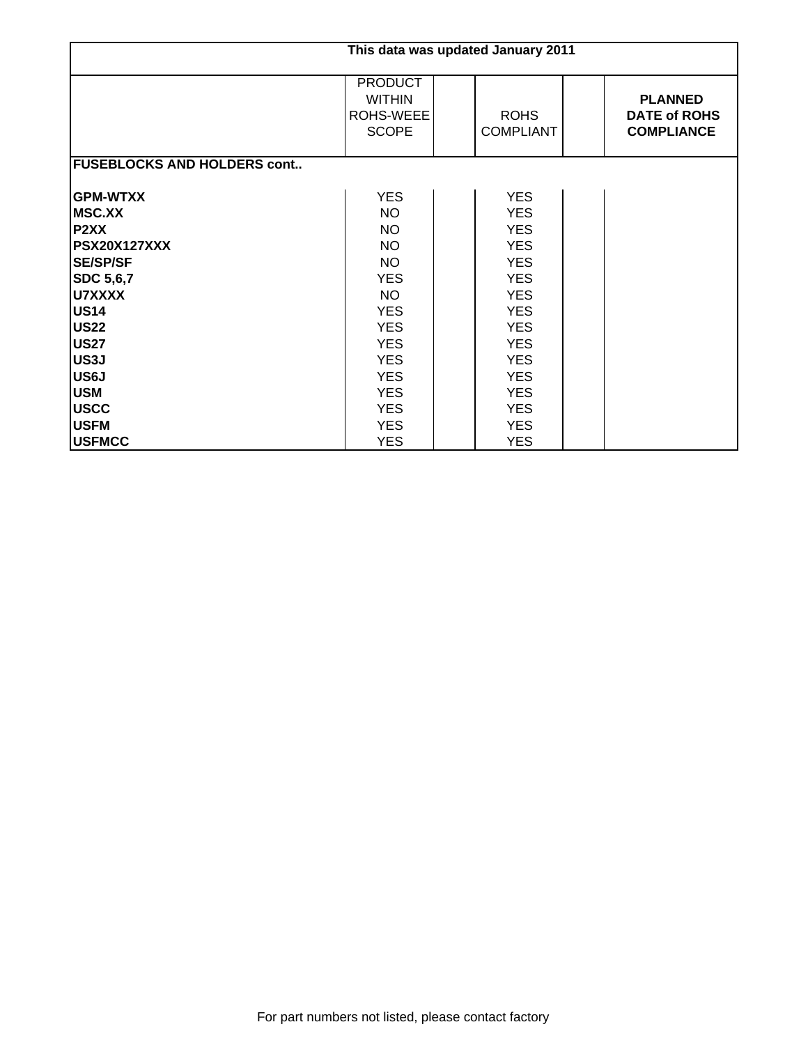| This data was updated January 2011 | | | | | |
|---|---|---|---|---|---|
| | PRODUCT WITHIN ROHS-WEEE SCOPE | | ROHS COMPLIANT | | **PLANNED DATE of ROHS COMPLIANCE** |
| **FUSEBLOCKS AND HOLDERS cont..** | | | | | |
| **GPM-WTXX** | YES | | YES | | |
| **MSC.XX** | NO | | YES | | |
| **P2XX** | NO | | YES | | |
| **PSX20X127XXX** | NO | | YES | | |
| **SE/SP/SF** | NO | | YES | | |
| **SDC 5,6,7** | YES | | YES | | |
| **U7XXXX** | NO | | YES | | |
| **US14** | YES | | YES | | |
| **US22** | YES | | YES | | |
| **US27** | YES | | YES | | |
| **US3J** | YES | | YES | | |
| **US6J** | YES | | YES | | |
| **USM** | YES | | YES | | |
| **USCC** | YES | | YES | | |
| **USFM** | YES | | YES | | |
| **USFMCC** | YES | | YES | | |

For part numbers not listed, please contact factory